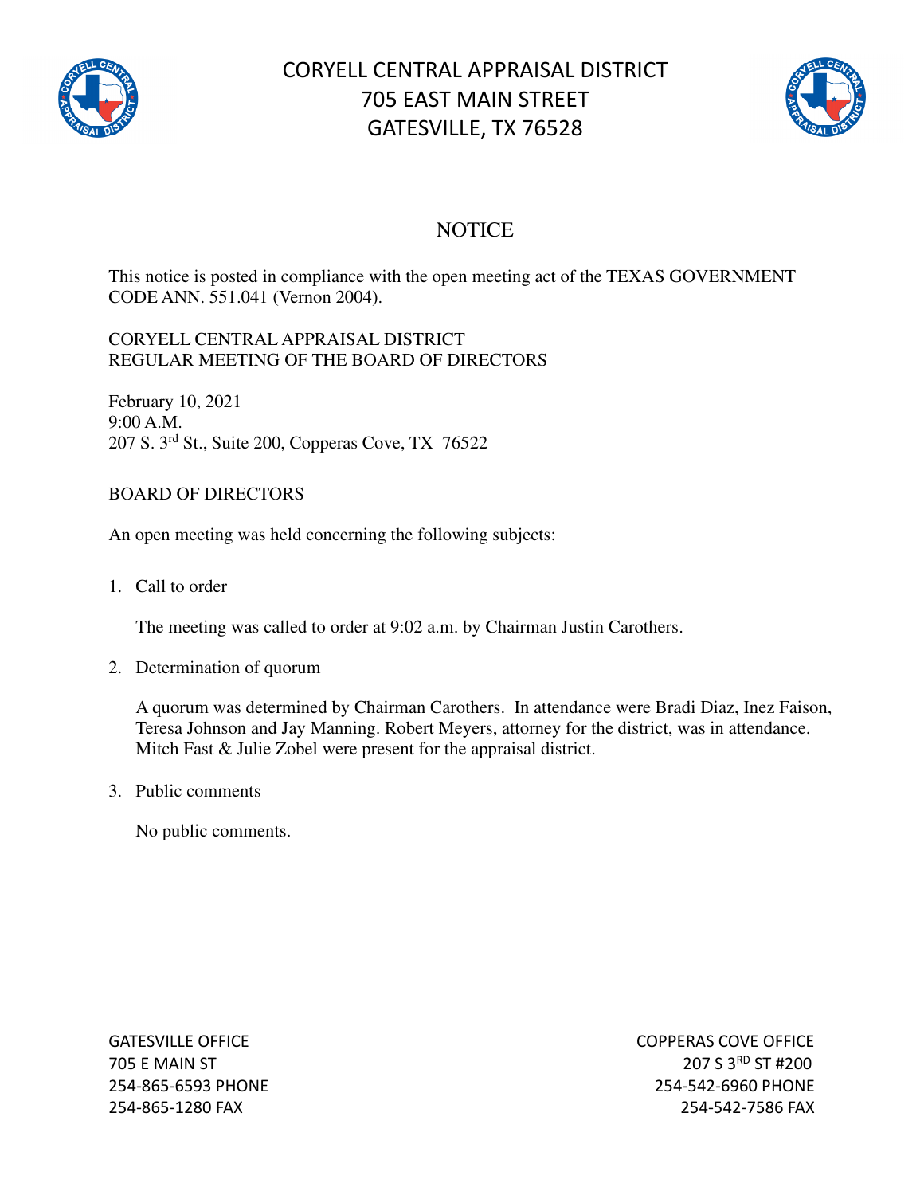# CORYELL CENTRAL APPRAISAL DISTRICT
# 705 EAST MAIN STREET
# GATESVILLE, TX 76528

## NOTICE

This notice is posted in compliance with the open meeting act of the TEXAS GOVERNMENT CODE ANN. 551.041 (Vernon 2004).

CORYELL CENTRAL APPRAISAL DISTRICT
REGULAR MEETING OF THE BOARD OF DIRECTORS

February 10, 2021
9:00 A.M.
207 S. 3rd St., Suite 200, Copperas Cove, TX 76522

BOARD OF DIRECTORS

An open meeting was held concerning the following subjects:

1. Call to order

   The meeting was called to order at 9:02 a.m. by Chairman Justin Carothers.

2. Determination of quorum

   A quorum was determined by Chairman Carothers. In attendance were Bradi Diaz, Inez Faison, Teresa Johnson and Jay Manning. Robert Meyers, attorney for the district, was in attendance. Mitch Fast & Julie Zobel were present for the appraisal district.

3. Public comments

   No public comments.

GATESVILLE OFFICE
705 E MAIN ST
254-865-6593 PHONE
254-865-1280 FAX

COPPERAS COVE OFFICE
207 S 3RD ST #200
254-542-6960 PHONE
254-542-7586 FAX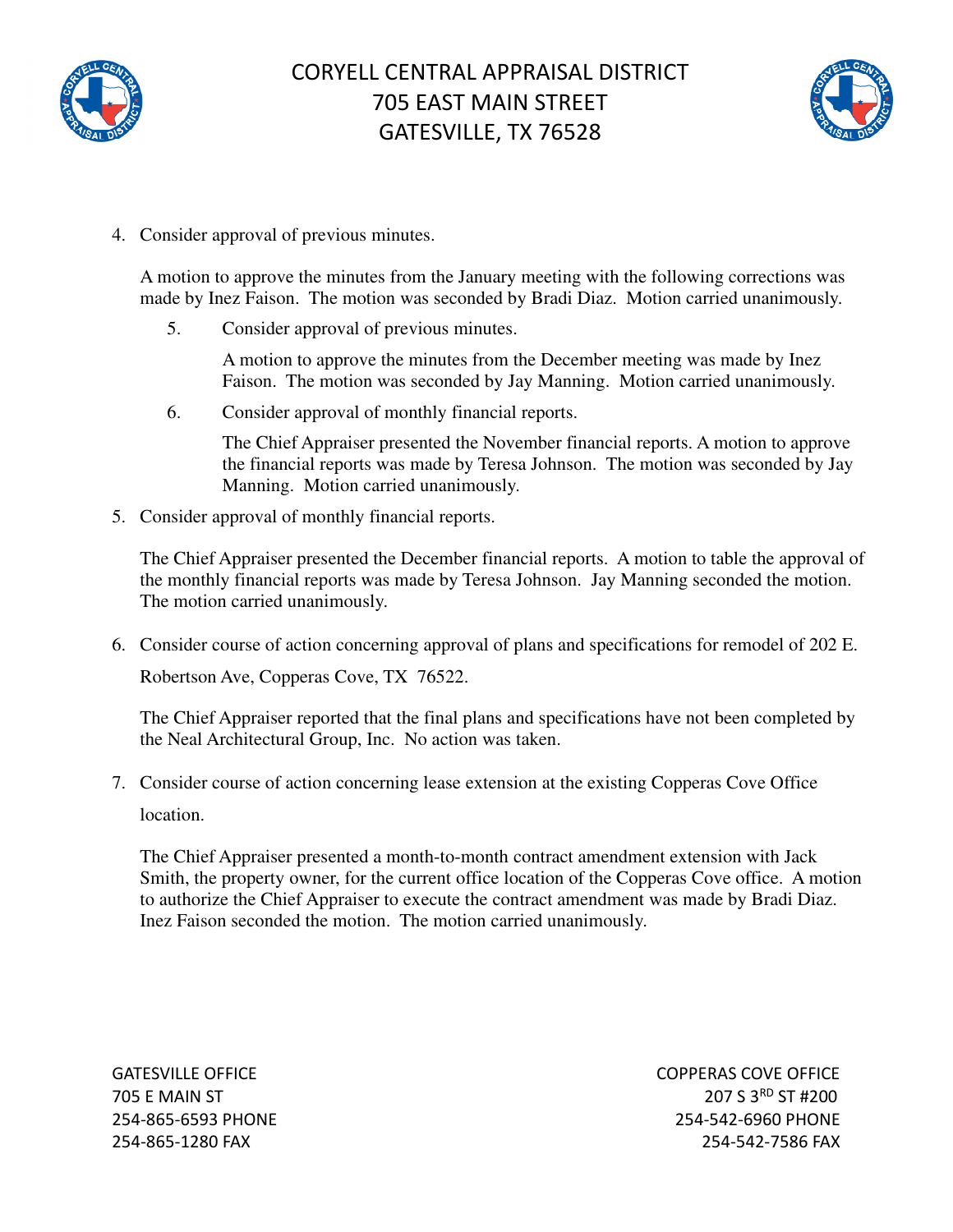4. Consider approval of previous minutes.

   A motion to approve the minutes from the January meeting with the following corrections was made by Inez Faison. The motion was seconded by Bradi Diaz. Motion carried unanimously.

   5. Consider approval of previous minutes.

      A motion to approve the minutes from the December meeting was made by Inez Faison. The motion was seconded by Jay Manning. Motion carried unanimously.

   6. Consider approval of monthly financial reports.

      The Chief Appraiser presented the November financial reports. A motion to approve the financial reports was made by Teresa Johnson. The motion was seconded by Jay Manning. Motion carried unanimously.

5. Consider approval of monthly financial reports.

   The Chief Appraiser presented the December financial reports. A motion to table the approval of the monthly financial reports was made by Teresa Johnson. Jay Manning seconded the motion. The motion carried unanimously.

6. Consider course of action concerning approval of plans and specifications for remodel of 202 E. Robertson Ave, Copperas Cove, TX 76522.

   The Chief Appraiser reported that the final plans and specifications have not been completed by the Neal Architectural Group, Inc. No action was taken.

7. Consider course of action concerning lease extension at the existing Copperas Cove Office location.

   The Chief Appraiser presented a month-to-month contract amendment extension with Jack Smith, the property owner, for the current office location of the Copperas Cove office. A motion to authorize the Chief Appraiser to execute the contract amendment was made by Bradi Diaz. Inez Faison seconded the motion. The motion carried unanimously.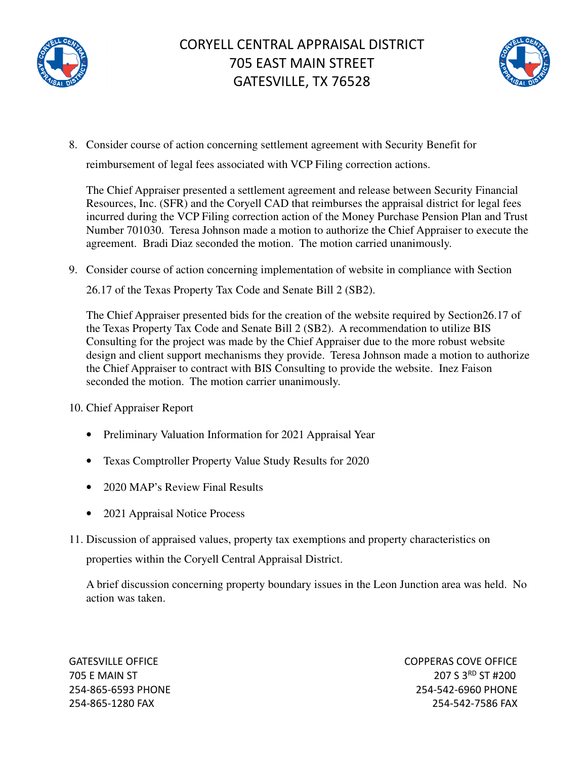8. Consider course of action concerning settlement agreement with Security Benefit for reimbursement of legal fees associated with VCP Filing correction actions.

   The Chief Appraiser presented a settlement agreement and release between Security Financial Resources, Inc. (SFR) and the Coryell CAD that reimburses the appraisal district for legal fees incurred during the VCP Filing correction action of the Money Purchase Pension Plan and Trust Number 701030. Teresa Johnson made a motion to authorize the Chief Appraiser to execute the agreement. Bradi Diaz seconded the motion. The motion carried unanimously.

9. Consider course of action concerning implementation of website in compliance with Section 26.17 of the Texas Property Tax Code and Senate Bill 2 (SB2).

   The Chief Appraiser presented bids for the creation of the website required by Section26.17 of the Texas Property Tax Code and Senate Bill 2 (SB2). A recommendation to utilize BIS Consulting for the project was made by the Chief Appraiser due to the more robust website design and client support mechanisms they provide. Teresa Johnson made a motion to authorize the Chief Appraiser to contract with BIS Consulting to provide the website. Inez Faison seconded the motion. The motion carrier unanimously.

10. Chief Appraiser Report

    - Preliminary Valuation Information for 2021 Appraisal Year
    - Texas Comptroller Property Value Study Results for 2020
    - 2020 MAP's Review Final Results
    - 2021 Appraisal Notice Process

11. Discussion of appraised values, property tax exemptions and property characteristics on properties within the Coryell Central Appraisal District.

    A brief discussion concerning property boundary issues in the Leon Junction area was held. No action was taken.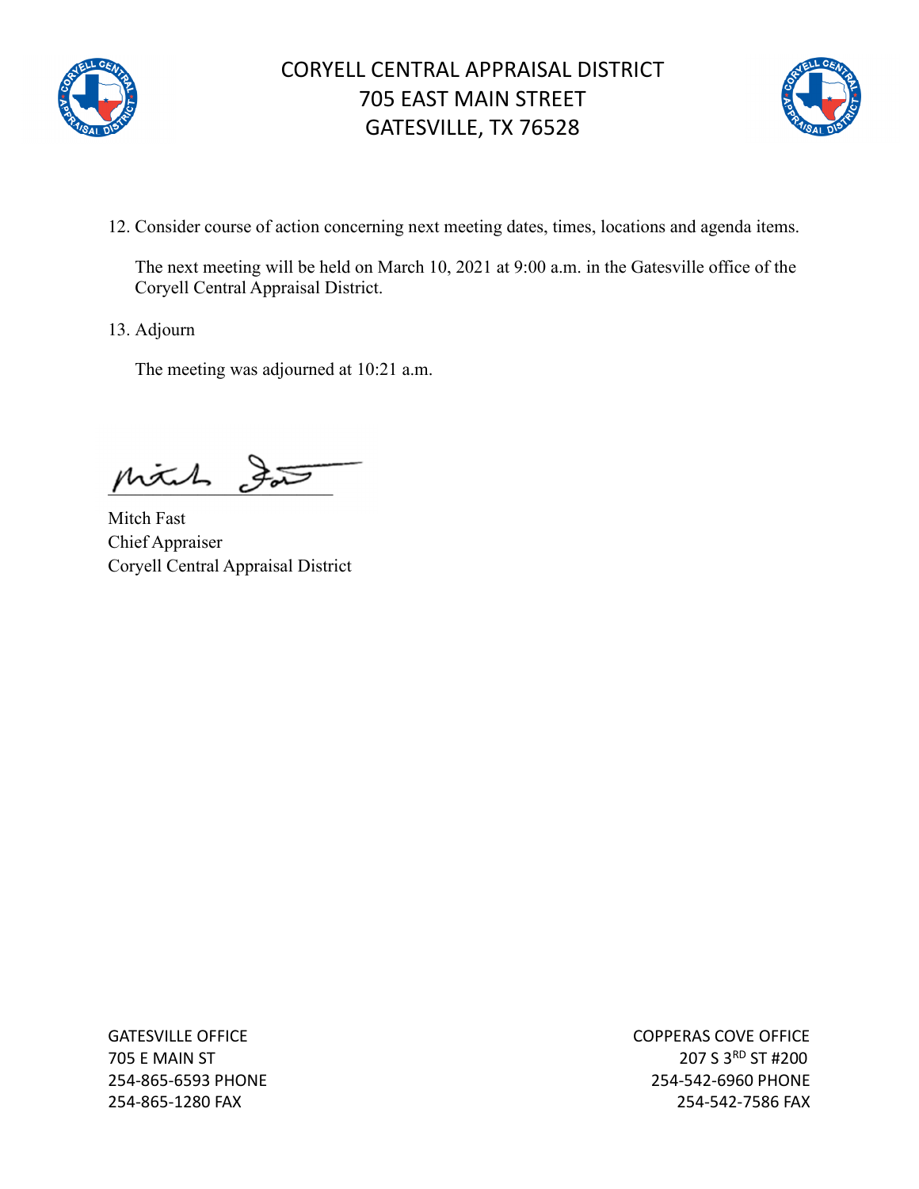12. Consider course of action concerning next meeting dates, times, locations and agenda items.

    The next meeting will be held on March 10, 2021 at 9:00 a.m. in the Gatesville office of the Coryell Central Appraisal District.

13. Adjourn

    The meeting was adjourned at 10:21 a.m.

Mitch Fast
Chief Appraiser
Coryell Central Appraisal District